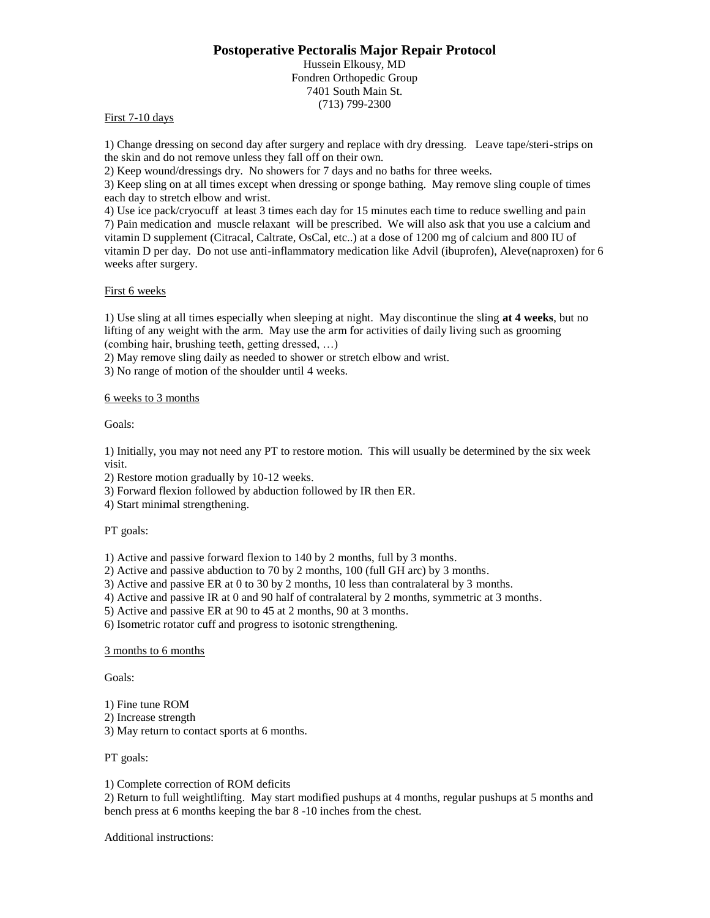# Postoperative Pectoralis Major Repair Protocol

Hussein Elkousy, MD
Fondren Orthopedic Group
7401 South Main St.
(713) 799-2300

First 7-10 days

1) Change dressing on second day after surgery and replace with dry dressing. Leave tape/steri-strips on the skin and do not remove unless they fall off on their own.
2) Keep wound/dressings dry. No showers for 7 days and no baths for three weeks.
3) Keep sling on at all times except when dressing or sponge bathing. May remove sling couple of times each day to stretch elbow and wrist.
4) Use ice pack/cryocuff at least 3 times each day for 15 minutes each time to reduce swelling and pain
7) Pain medication and muscle relaxant will be prescribed. We will also ask that you use a calcium and vitamin D supplement (Citracal, Caltrate, OsCal, etc..) at a dose of 1200 mg of calcium and 800 IU of vitamin D per day. Do not use anti-inflammatory medication like Advil (ibuprofen), Aleve(naproxen) for 6 weeks after surgery.

First 6 weeks

1) Use sling at all times especially when sleeping at night. May discontinue the sling **at 4 weeks**, but no lifting of any weight with the arm. May use the arm for activities of daily living such as grooming (combing hair, brushing teeth, getting dressed, …)
2) May remove sling daily as needed to shower or stretch elbow and wrist.
3) No range of motion of the shoulder until 4 weeks.

6 weeks to 3 months

Goals:

1) Initially, you may not need any PT to restore motion. This will usually be determined by the six week visit.
2) Restore motion gradually by 10-12 weeks.
3) Forward flexion followed by abduction followed by IR then ER.
4) Start minimal strengthening.

PT goals:

1) Active and passive forward flexion to 140 by 2 months, full by 3 months.
2) Active and passive abduction to 70 by 2 months, 100 (full GH arc) by 3 months.
3) Active and passive ER at 0 to 30 by 2 months, 10 less than contralateral by 3 months.
4) Active and passive IR at 0 and 90 half of contralateral by 2 months, symmetric at 3 months.
5) Active and passive ER at 90 to 45 at 2 months, 90 at 3 months.
6) Isometric rotator cuff and progress to isotonic strengthening.

3 months to 6 months

Goals:

1) Fine tune ROM
2) Increase strength
3) May return to contact sports at 6 months.

PT goals:

1) Complete correction of ROM deficits
2) Return to full weightlifting. May start modified pushups at 4 months, regular pushups at 5 months and bench press at 6 months keeping the bar 8 -10 inches from the chest.

Additional instructions: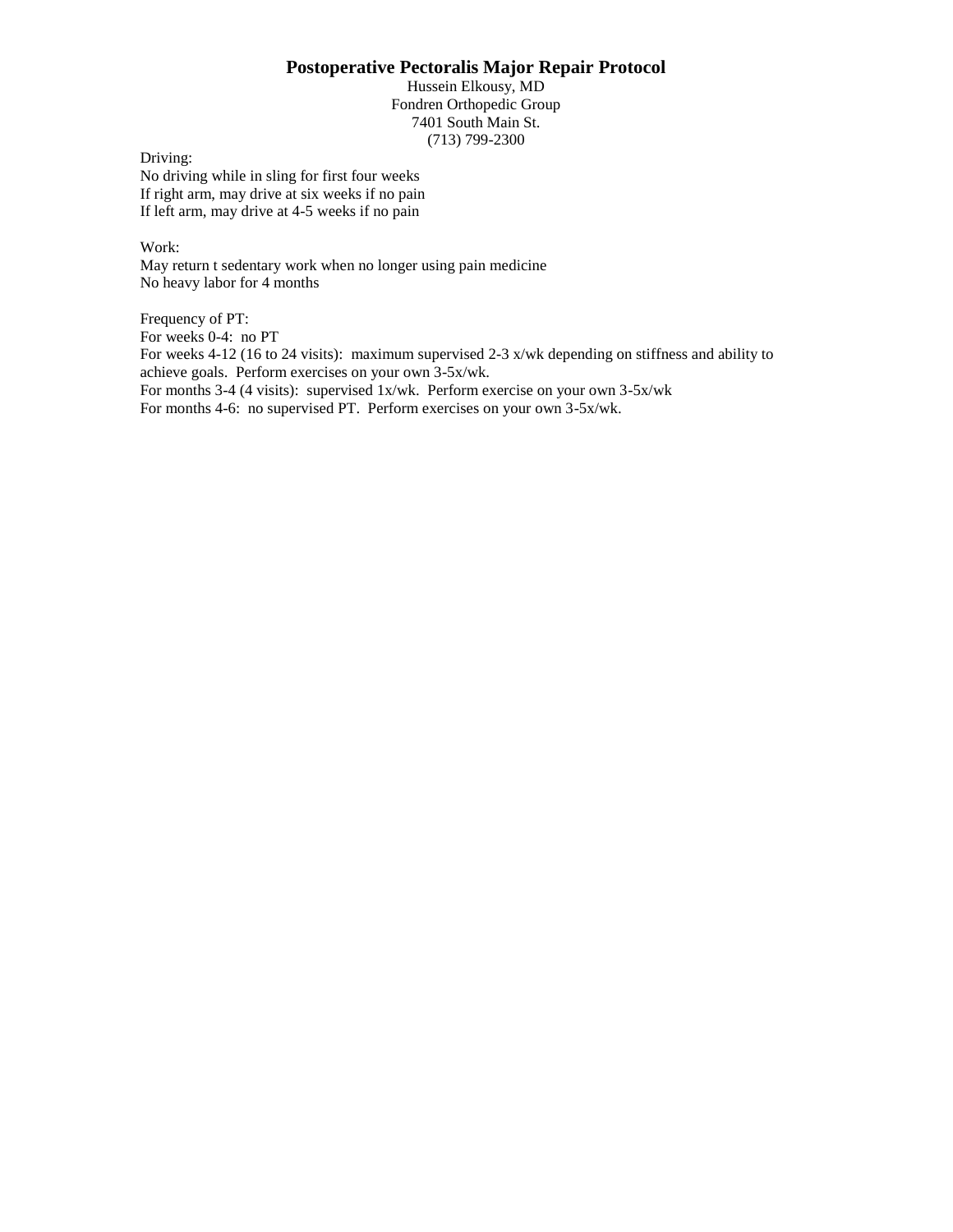# Postoperative Pectoralis Major Repair Protocol

Hussein Elkousy, MD
Fondren Orthopedic Group
7401 South Main St.
(713) 799-2300

Driving:
No driving while in sling for first four weeks
If right arm, may drive at six weeks if no pain
If left arm, may drive at 4-5 weeks if no pain

Work:
May return t sedentary work when no longer using pain medicine
No heavy labor for 4 months

Frequency of PT:
For weeks 0-4: no PT
For weeks 4-12 (16 to 24 visits): maximum supervised 2-3 x/wk depending on stiffness and ability to achieve goals. Perform exercises on your own 3-5x/wk.
For months 3-4 (4 visits): supervised 1x/wk. Perform exercise on your own 3-5x/wk
For months 4-6: no supervised PT. Perform exercises on your own 3-5x/wk.